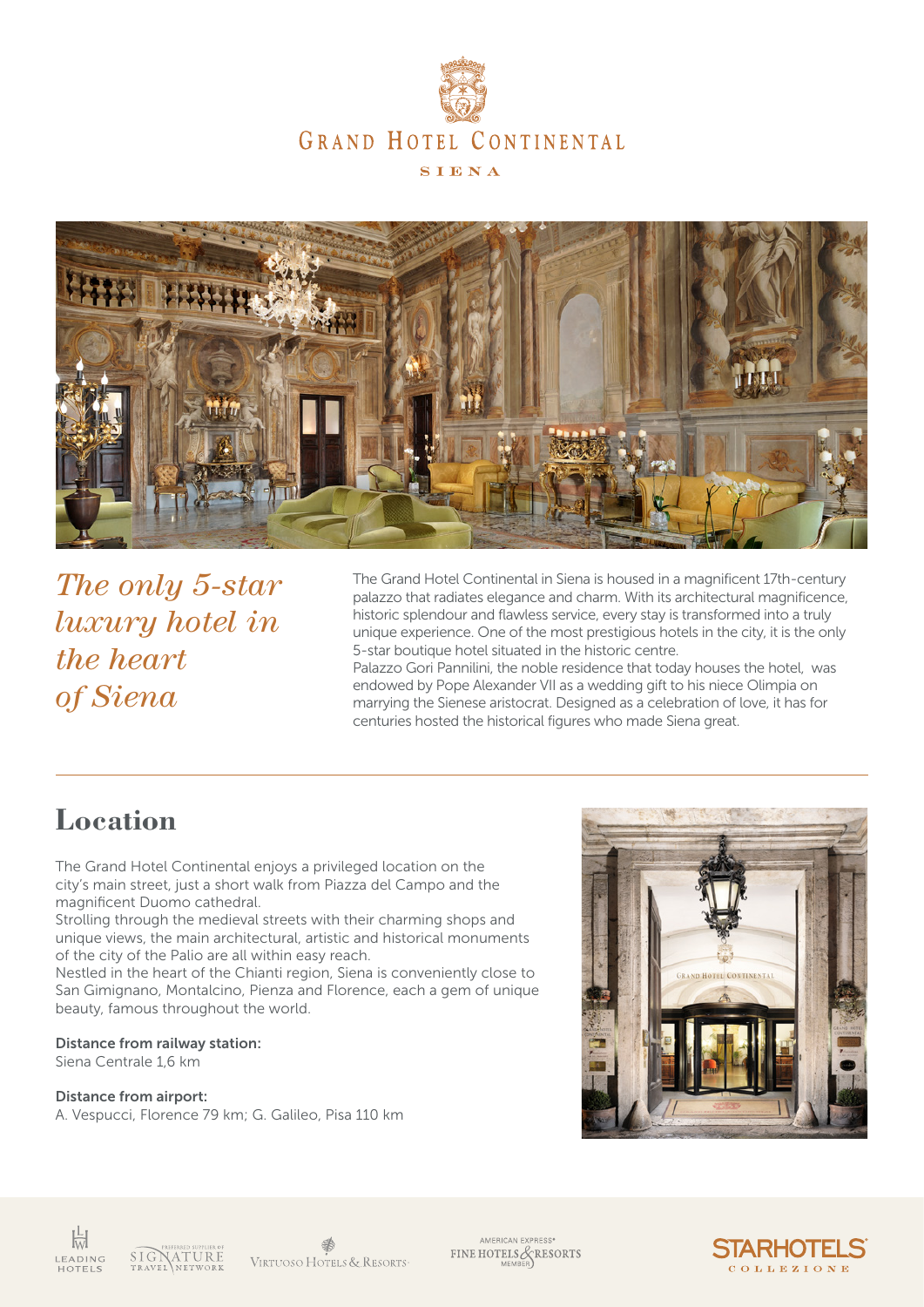# Grand Hotel Continental

SIENA

## *The only 5-star luxury hotel in the heart of Siena*

The Grand Hotel Continental in Siena is housed in a magnificent 17th-century palazzo that radiates elegance and charm. With its architectural magnificence, historic splendour and flawless service, every stay is transformed into a truly unique experience. One of the most prestigious hotels in the city, it is the only 5-star boutique hotel situated in the historic centre.
Palazzo Gori Pannilini, the noble residence that today houses the hotel, was endowed by Pope Alexander VII as a wedding gift to his niece Olimpia on marrying the Sienese aristocrat. Designed as a celebration of love, it has for centuries hosted the historical figures who made Siena great.

## Location

The Grand Hotel Continental enjoys a privileged location on the city's main street, just a short walk from Piazza del Campo and the magnificent Duomo cathedral.
Strolling through the medieval streets with their charming shops and unique views, the main architectural, artistic and historical monuments of the city of the Palio are all within easy reach.
Nestled in the heart of the Chianti region, Siena is conveniently close to San Gimignano, Montalcino, Pienza and Florence, each a gem of unique beauty, famous throughout the world.

**Distance from railway station:**
Siena Centrale 1,6 km

**Distance from airport:**
A. Vespucci, Florence 79 km; G. Galileo, Pisa 110 km

Leading Hotels · Signature Travel Network · Virtuoso Hotels & Resorts · American Express Fine Hotels & Resorts · Starhotels Collezione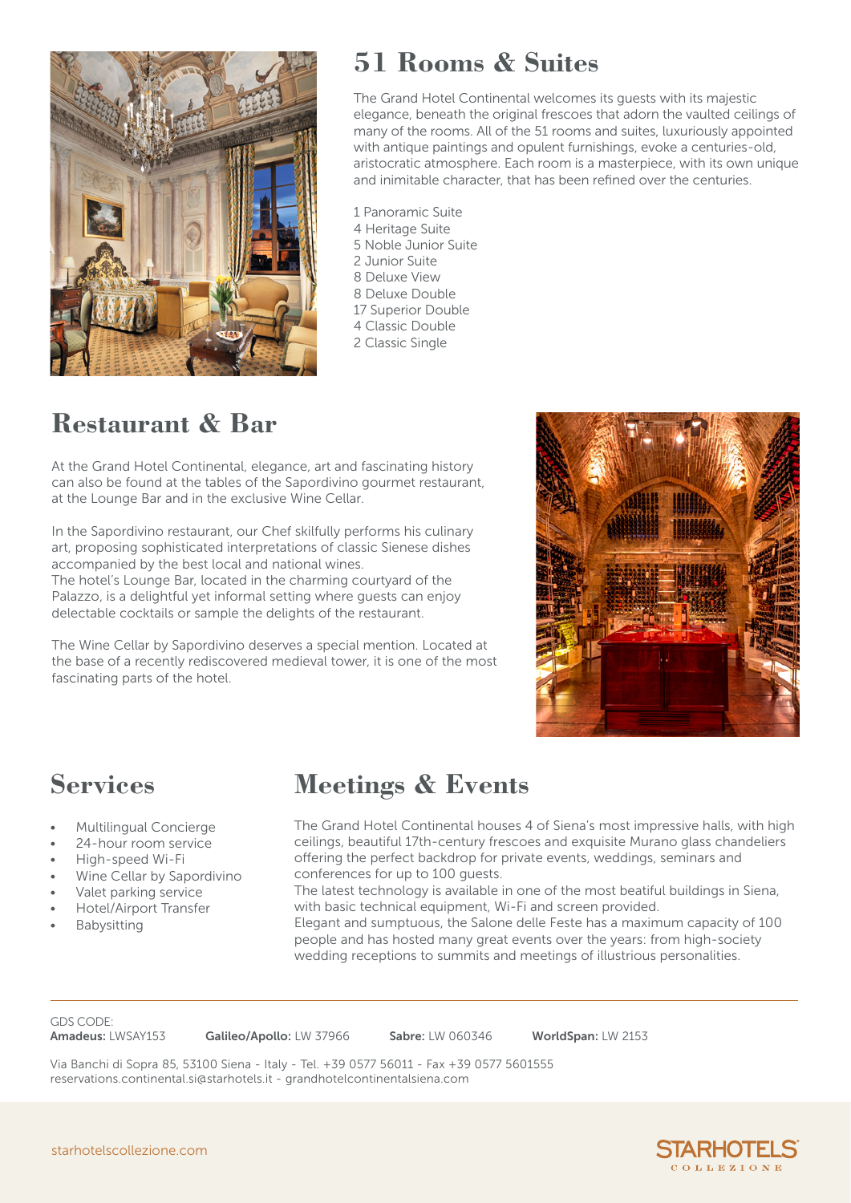## 51 Rooms & Suites

The Grand Hotel Continental welcomes its guests with its majestic elegance, beneath the original frescoes that adorn the vaulted ceilings of many of the rooms. All of the 51 rooms and suites, luxuriously appointed with antique paintings and opulent furnishings, evoke a centuries-old, aristocratic atmosphere. Each room is a masterpiece, with its own unique and inimitable character, that has been refined over the centuries.

1 Panoramic Suite
4 Heritage Suite
5 Noble Junior Suite
2 Junior Suite
8 Deluxe View
8 Deluxe Double
17 Superior Double
4 Classic Double
2 Classic Single

## Restaurant & Bar

At the Grand Hotel Continental, elegance, art and fascinating history can also be found at the tables of the Sapordivino gourmet restaurant, at the Lounge Bar and in the exclusive Wine Cellar.

In the Sapordivino restaurant, our Chef skilfully performs his culinary art, proposing sophisticated interpretations of classic Sienese dishes accompanied by the best local and national wines.
The hotel's Lounge Bar, located in the charming courtyard of the Palazzo, is a delightful yet informal setting where guests can enjoy delectable cocktails or sample the delights of the restaurant.

The Wine Cellar by Sapordivino deserves a special mention. Located at the base of a recently rediscovered medieval tower, it is one of the most fascinating parts of the hotel.

## Services

- Multilingual Concierge
- 24-hour room service
- High-speed Wi-Fi
- Wine Cellar by Sapordivino
- Valet parking service
- Hotel/Airport Transfer
- Babysitting

## Meetings & Events

The Grand Hotel Continental houses 4 of Siena's most impressive halls, with high ceilings, beautiful 17th-century frescoes and exquisite Murano glass chandeliers offering the perfect backdrop for private events, weddings, seminars and conferences for up to 100 guests.
The latest technology is available in one of the most beatiful buildings in Siena, with basic technical equipment, Wi-Fi and screen provided.
Elegant and sumptuous, the Salone delle Feste has a maximum capacity of 100 people and has hosted many great events over the years: from high-society wedding receptions to summits and meetings of illustrious personalities.

---

GDS CODE:
**Amadeus:** LWSAY153 **Galileo/Apollo:** LW 37966 **Sabre:** LW 060346 **WorldSpan:** LW 2153

Via Banchi di Sopra 85, 53100 Siena - Italy - Tel. +39 0577 56011 - Fax +39 0577 5601555
reservations.continental.si@starhotels.it - grandhotelcontinentalsiena.com

starhotelscollezione.com

STARHOTELS COLLEZIONE